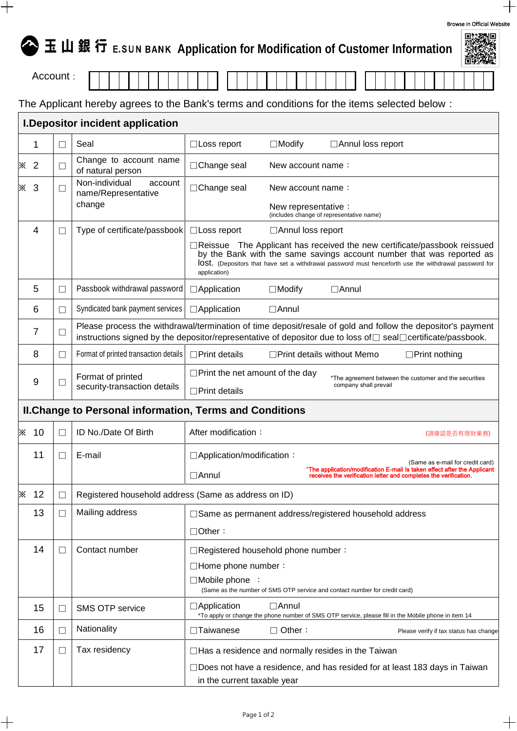Browse in Official Website

# 玉山銀行 E.SUN BANK Application for Modification of Customer Information

Account：

The Applicant hereby agrees to the Bank's terms and conditions for the items selected below：

| | | | |
|---|---|---|---|
| **I.Depositor incident application** | | | |
| 1 | ☐ | Seal | ☐Loss report ☐Modify ☐Annul loss report |
| ※ 2 | ☐ | Change to account name of natural person | ☐Change seal New account name： |
| ※ 3 | ☐ | Non-individual account name/Representative change | ☐Change seal New account name：<br>New representative：<br>(includes change of representative name) |
| 4 | ☐ | Type of certificate/passbook | ☐Loss report ☐Annul loss report<br>☐Reissue The Applicant has received the new certificate/passbook reissued by the Bank with the same savings account number that was reported as lost. (Depositors that have set a withdrawal password must henceforth use the withdrawal password for application) |
| 5 | ☐ | Passbook withdrawal password | ☐Application ☐Modify ☐Annul |
| 6 | ☐ | Syndicated bank payment services | ☐Application ☐Annul |
| 7 | ☐ | Please process the withdrawal/termination of time deposit/resale of gold and follow the depositor's payment instructions signed by the depositor/representative of depositor due to loss of☐ seal☐certificate/passbook. | |
| 8 | ☐ | Format of printed transaction details | ☐Print details ☐Print details without Memo ☐Print nothing |
| 9 | ☐ | Format of printed security-transaction details | ☐Print the net amount of the day<br>☐Print details<br>*The agreement between the customer and the securities company shall prevail |
| **II.Change to Personal information, Terms and Conditions** | | | |
| ※ 10 | ☐ | ID No./Date Of Birth | After modification：<br>(請確認是否有理財業務) |
| 11 | ☐ | E-mail | ☐Application/modification：<br>(Same as e-mail for credit card)<br>☐Annul<br>*The application/modification E-mail Is taken effect after the Applicant receives the verification letter and completes the verification. |
| ※ 12 | ☐ | Registered household address (Same as address on ID) | |
| 13 | ☐ | Mailing address | ☐Same as permanent address/registered household address<br>☐Other： |
| 14 | ☐ | Contact number | ☐Registered household phone number：<br>☐Home phone number：<br>☐Mobile phone ：<br>(Same as the number of SMS OTP service and contact number for credit card) |
| 15 | ☐ | SMS OTP service | ☐Application ☐Annul<br>*To apply or change the phone number of SMS OTP service, please fill in the Mobile phone in item 14 |
| 16 | ☐ | Nationality | ☐Taiwanese ☐ Other：<br>Please verify if tax status has change |
| 17 | ☐ | Tax residency | ☐Has a residence and normally resides in the Taiwan<br>☐Does not have a residence, and has resided for at least 183 days in Taiwan in the current taxable year |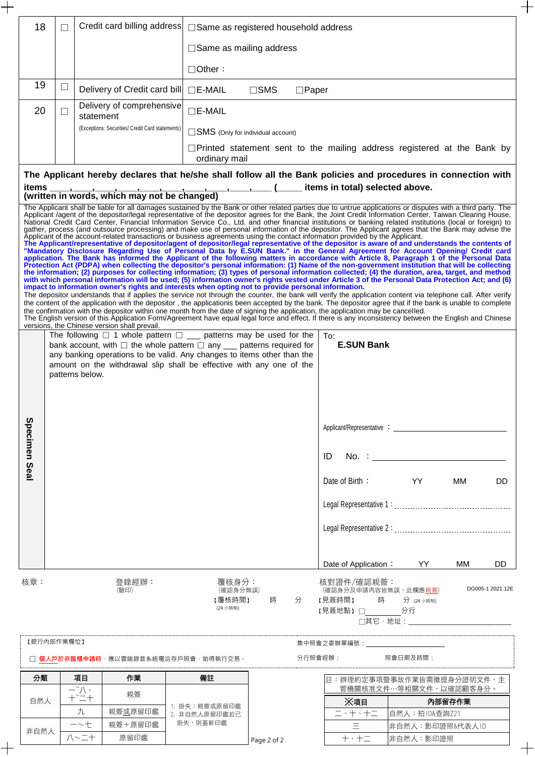| | | | |
|---|---|---|---|
| 18 | ☐ | Credit card billing address | ☐Same as registered household address<br>☐Same as mailing address<br>☐Other： |
| 19 | ☐ | Delivery of Credit card bill | ☐E-MAIL ☐SMS ☐Paper |
| 20 | ☐ | Delivery of comprehensive statement<br>(Exceptions: Securities/ Credit Card statements) | ☐E-MAIL<br>☐SMS (Only for individual account)<br>☐Printed statement sent to the mailing address registered at the Bank by ordinary mail |

**The Applicant hereby declares that he/she shall follow all the Bank policies and procedures in connection with items ____,____,____,____,____,____,____,____,____,____ (_____ items in total) selected above.**
**(written in words, which may not be changed)**

The Applicant shall be liable for all damages sustained by the Bank or other related parties due to untrue applications or disputes with a third party. The Applicant /agent of the depositor/legal representative of the depositor agrees for the Bank, the Joint Credit Information Center, Taiwan Clearing House, National Credit Card Center, Financial Information Service Co., Ltd. and other financial institutions or banking related institutions (local or foreign) to gather, process (and outsource processing) and make use of personal information of the depositor. The Applicant agrees that the Bank may advise the Applicant of the account-related transactions or business agreements using the contact information provided by the Applicant.

**The Applicant/representative of depositor/agent of depositor/legal representative of the depositor is aware of and understands the contents of "Mandatory Disclosure Regarding Use of Personal Data by E.SUN Bank." in the General Agreement for Account Opening/ Credit card application. The Bank has informed the Applicant of the following matters in accordance with Article 8, Paragraph 1 of the Personal Data Protection Act (PDPA) when collecting the depositor's personal information: (1) Name of the non-government institution that will be collecting the information; (2) purposes for collecting information; (3) types of personal information collected; (4) the duration, area, target, and method with which personal information will be used; (5) information owner's rights vested under Article 3 of the Personal Data Protection Act; and (6) impact to information owner's rights and interests when opting not to provide personal information.**

The depositor understands that if applies the service not through the counter, the bank will verify the application content via telephone call. After verify the content of the application with the depositor , the applicationis been accepted by the bank. The depositor agree that if the bank is unable to complete the confirmation with the depositor within one month from the date of signing the application, the application may be cancelled.

The English version of this Application Form/Agreement have equal legal force and effect. If there is any inconsistency between the English and Chinese versions, the Chinese version shall prevail.

**Specimen Seal**

The following ☐ 1 whole pattern ☐ ___ patterns may be used for the bank account, with ☐ the whole pattern ☐ any ___ patterns required for any banking operations to be valid. Any changes to items other than the amount on the withdrawal slip shall be effective with any one of the patterns below.

To:
**E.SUN Bank**

Applicant/Representative ： ______________________

ID No. ： ______________________

Date of Birth： YY MM DD

Legal Representative 1 : ______________________

Legal Representative 2 : ______________________

Date of Application： YY MM DD

核章：

登錄經辦：
(驗印)

覆核身分：
(確認身分無誤)
【覆核時間】 時 分
(24 小時制)

核對證件/確認親簽：
(確認身分及申請內容皆無誤，此欄應親簽)
【見簽時間】 時 分 (24 小時制)
【見簽地點】 ☐_________分行
☐其它，地址：______________________

DG005-1 2021.12E

【銀行內部作業欄位】

☐ 個人戶於非臨櫃申請時，應以雲端錄音系統電洽存戶照會，始得執行交易。

集中照會之委辦單編號：______________

分行照會經辦：　　　　照會日期及時間：

| 分類 | 項目 | 作業 | 備註 |
|---|---|---|---|
| 自然人 | 一~八、十~二十 | 親簽 | 1. 掛失：親簽或原留印鑑<br>2. 非自然人原留印鑑若已掛失，則蓋新印鑑 |
| | 九 | 親簽或原留印鑑 | |
| 非自然人 | 一~七 | 親簽＋原留印鑑 | |
| | 八~二十 | 原留印鑑 | |

註：辦理約定事項暨事故作業皆需徵提身分證明文件、主管機關核准文件…等相關文件，以確認顧客身分。

| ※項目 | 內部留存作業 |
|---|---|
| 二、十、十二 | 自然人：拍ID&查詢Z21 |
| 三 | 非自然人：影印證照&代表人ID |
| 十、十二 | 非自然人：影印證照 |